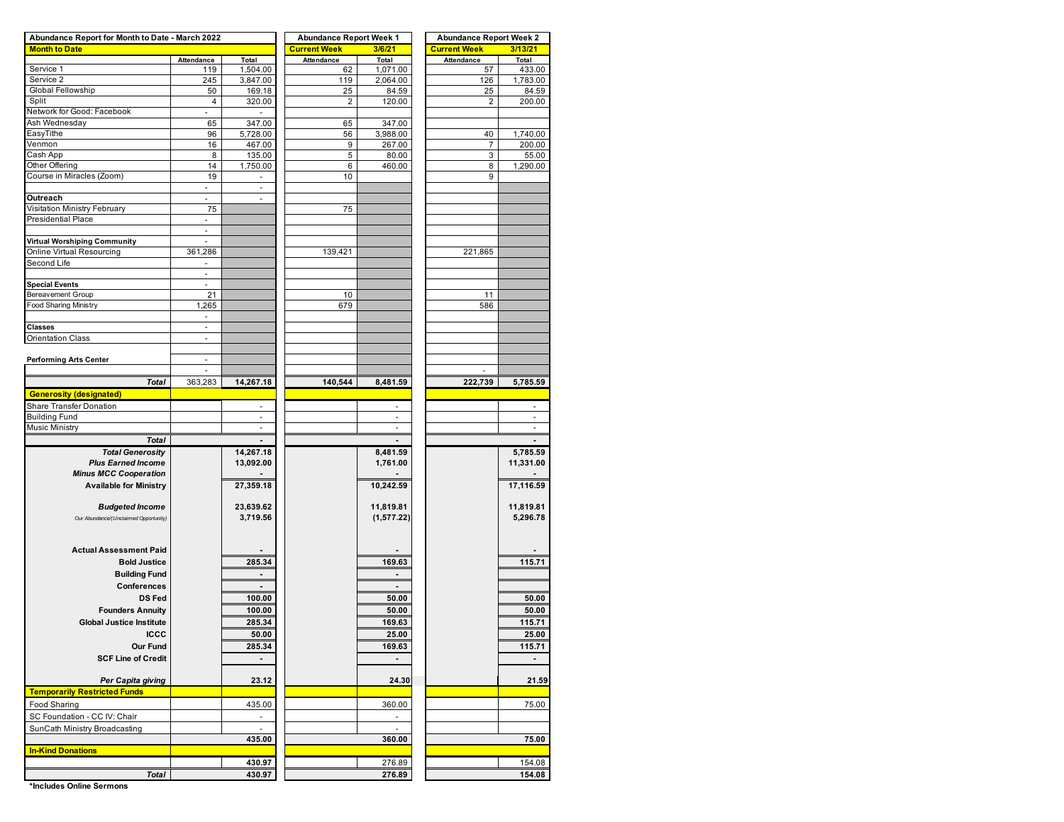| Abundance Report for Month to Date - March 2022 | | | Abundance Report Week 1 | | Abundance Report Week 2 | |
|---|---|---|---|---|---|---|
| **Month to Date** | | | **Current Week** | **3/6/21** | **Current Week** | **3/13/21** |
| | Attendance | Total | Attendance | Total | Attendance | Total |
| Service 1 | 119 | 1,504.00 | 62 | 1,071.00 | 57 | 433.00 |
| Service 2 | 245 | 3,847.00 | 119 | 2,064.00 | 126 | 1,783.00 |
| Global Fellowship | 50 | 169.18 | 25 | 84.59 | 25 | 84.59 |
| Split | 4 | 320.00 | 2 | 120.00 | 2 | 200.00 |
| Network for Good: Facebook | - | - | | | | |
| Ash Wednesday | 65 | 347.00 | 65 | 347.00 | | |
| EasyTithe | 96 | 5,728.00 | 56 | 3,988.00 | 40 | 1,740.00 |
| Venmon | 16 | 467.00 | 9 | 267.00 | 7 | 200.00 |
| Cash App | 8 | 135.00 | 5 | 80.00 | 3 | 55.00 |
| Other Offering | 14 | 1,750.00 | 6 | 460.00 | 8 | 1,290.00 |
| Course in Miracles (Zoom) | 19 | - | 10 | | 9 | |
| | - | - | | | | |
| **Outreach** | - | - | | | | |
| Visitation Ministry February | 75 | | 75 | | | |
| Presidential Place | - | | | | | |
| | - | | | | | |
| **Virtual Worshiping Community** | - | | | | | |
| Online Virtual Resourcing | 361,286 | | 139,421 | | 221,865 | |
| Second Life | - | | | | | |
| | - | | | | | |
| **Special Events** | - | | | | | |
| Bereavement Group | 21 | | 10 | | 11 | |
| Food Sharing Ministry | 1,265 | | 679 | | 586 | |
| | - | | | | | |
| **Classes** | - | | | | | |
| Orientation Class | - | | | | | |
| | | | | | | |
| **Performing Arts Center** | - | | | | | |
| | - | | | | - | |
| ***Total*** | 363,283 | **14,267.18** | **140,544** | **8,481.59** | **222,739** | **5,785.59** |
| **Generosity (designated)** | | | | | | |
| Share Transfer Donation | | - | | - | | - |
| Building Fund | | - | | - | | - |
| Music Ministry | | - | | - | | - |
| ***Total*** | | **-** | | **-** | | **-** |
| ***Total Generosity*** | | **14,267.18** | | **8,481.59** | | **5,785.59** |
| ***Plus Earned Income*** | | **13,092.00** | | **1,761.00** | | **11,331.00** |
| ***Minus MCC Cooperation*** | | **-** | | **-** | | **-** |
| **Available for Ministry** | | **27,359.18** | | **10,242.59** | | **17,116.59** |
| ***Budgeted Income*** | | **23,639.62** | | **11,819.81** | | **11,819.81** |
| *Our Abundance/(Unclaimed Opportunity)* | | **3,719.56** | | **(1,577.22)** | | **5,296.78** |
| **Actual Assessment Paid** | | **-** | | **-** | | **-** |
| **Bold Justice** | | **285.34** | | **169.63** | | **115.71** |
| **Building Fund** | | **-** | | **-** | | |
| **Conferences** | | **-** | | **-** | | |
| **DS Fed** | | **100.00** | | **50.00** | | **50.00** |
| **Founders Annuity** | | **100.00** | | **50.00** | | **50.00** |
| **Global Justice Institute** | | **285.34** | | **169.63** | | **115.71** |
| **ICCC** | | **50.00** | | **25.00** | | **25.00** |
| **Our Fund** | | **285.34** | | **169.63** | | **115.71** |
| **SCF Line of Credit** | | **-** | | **-** | | **-** |
| ***Per Capita giving*** | | **23.12** | | **24.30** | | **21.59** |
| **Temporarily Restricted Funds** | | | | | | |
| Food Sharing | | 435.00 | | 360.00 | | 75.00 |
| SC Foundation - CC IV: Chair | | - | | - | | |
| SunCath Ministry Broadcasting | | - | | - | | |
| | | **435.00** | | **360.00** | | **75.00** |
| **In-Kind Donations** | | | | | | |
| | | **430.97** | | 276.89 | | 154.08 |
| ***Total*** | | **430.97** | | **276.89** | | **154.08** |

**\*Includes Online Sermons**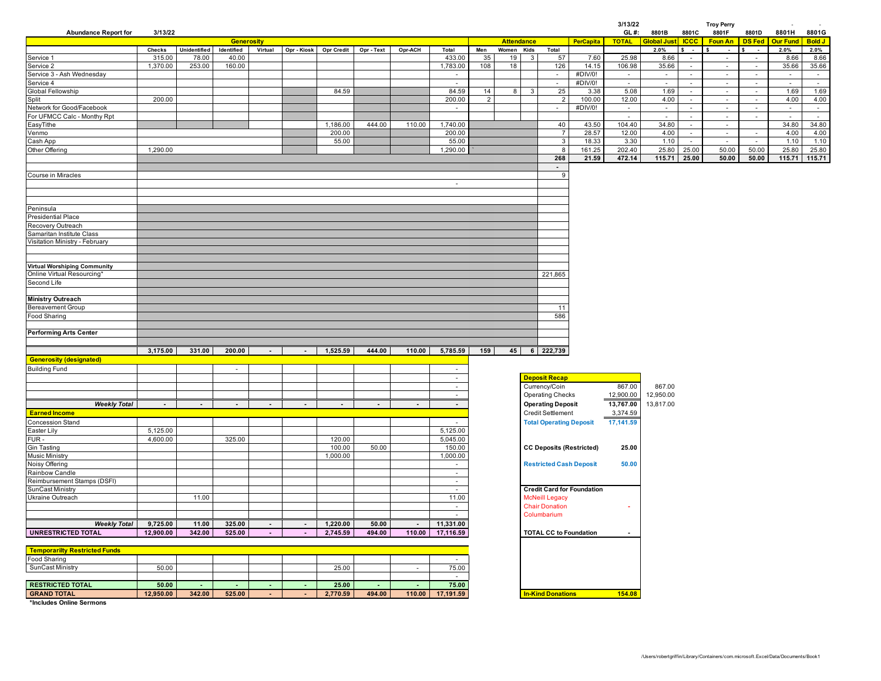**Abundance Report for** 3/13/22

| | Generosity | | | | | | | | | Attendance | | | | PerCapita | 3/13/22 GL #: TOTAL | 8801B Global Just 2.0% | 8801C ICCC | Troy Perry 8801F Foun An | 8801D DS Fed | - 8801H Our Fund 2.0% | - 8801G Bold J 2.0% |
|---|---|---|---|---|---|---|---|---|---|---|---|---|---|---|---|---|---|---|---|---|---|
| | Checks | Unidentified | Identified | Virtual | Opr - Kiosk | Opr Credit | Opr - Text | Opr-ACH | Total | Men | Women | Kids | Total | | | | $ - | $ - | $ - | | |
| Service 1 | 315.00 | 78.00 | 40.00 | | | | | | 433.00 | 35 | 19 | 3 | 57 | 7.60 | 25.98 | 8.66 | - | - | - | 8.66 | 8.66 |
| Service 2 | 1,370.00 | 253.00 | 160.00 | | | | | | 1,783.00 | 108 | 18 | | 126 | 14.15 | 106.98 | 35.66 | - | - | - | 35.66 | 35.66 |
| Service 3 - Ash Wednesday | | | | | | | | | - | | | | - | #DIV/0! | - | - | - | - | - | - | - |
| Service 4 | | | | | | | | | - | | | | - | #DIV/0! | - | - | - | - | - | - | - |
| Global Fellowship | | | | | | 84.59 | | | 84.59 | 14 | 8 | 3 | 25 | 3.38 | 5.08 | 1.69 | - | - | - | 1.69 | 1.69 |
| Split | 200.00 | | | | | | | | 200.00 | 2 | | | 2 | 100.00 | 12.00 | 4.00 | - | - | - | 4.00 | 4.00 |
| Network for Good/Facebook | | | | | | | | | - | | | | - | #DIV/0! | - | - | - | - | - | - | - |
| For UFMCC Calc - Monthy Rpt | | | | | | | | | | | | | | | - | - | - | - | - | - | - |
| EasyTithe | | | | | | 1,186.00 | 444.00 | 110.00 | 1,740.00 | | | | 40 | 43.50 | 104.40 | 34.80 | - | - | | 34.80 | 34.80 |
| Venmo | | | | | | 200.00 | | | 200.00 | | | | 7 | 28.57 | 12.00 | 4.00 | - | - | - | 4.00 | 4.00 |
| Cash App | | | | | | 55.00 | | | 55.00 | | | | 3 | 18.33 | 3.30 | 1.10 | - | - | - | 1.10 | 1.10 |
| Other Offering | 1,290.00 | | | | | | | | 1,290.00 | | | | 8 | 161.25 | 202.40 | 25.80 | 25.00 | 50.00 | 50.00 | 25.80 | 25.80 |
| | | | | | | | | | | | | | 268 | 21.59 | 472.14 | 115.71 | 25.00 | 50.00 | 50.00 | 115.71 | 115.71 |
| | | | | | | | | | | | | | - | | | | | | | | |
| Course in Miracles | | | | | | | | | | | | | 9 | | | | | | | | |
| | | | | | | | | | - | | | | | | | | | | | | |
| Peninsula | | | | | | | | | | | | | | | | | | | | | |
| Presidential Place | | | | | | | | | | | | | | | | | | | | | |
| Recovery Outreach | | | | | | | | | | | | | | | | | | | | | |
| Samaritan Institute Class | | | | | | | | | | | | | | | | | | | | | |
| Visitation Ministry - February | | | | | | | | | | | | | | | | | | | | | |
| **Virtual Worshiping Community** | | | | | | | | | | | | | | | | | | | | | |
| Online Virtual Resourcing* | | | | | | | | | | | | | 221,865 | | | | | | | | |
| Second Life | | | | | | | | | | | | | | | | | | | | | |
| **Ministry Outreach** | | | | | | | | | | | | | | | | | | | | | |
| Bereavement Group | | | | | | | | | | | | | 11 | | | | | | | | |
| Food Sharing | | | | | | | | | | | | | 586 | | | | | | | | |
| **Performing Arts Center** | | | | | | | | | | | | | | | | | | | | | |
| | **3,175.00** | **331.00** | **200.00** | **-** | **-** | **1,525.59** | **444.00** | **110.00** | **5,785.59** | **159** | **45** | **6** | **222,739** | | | | | | | | |

| | Checks | Unidentified | Identified | Virtual | Opr - Kiosk | Opr Credit | Opr - Text | Opr-ACH | Total |
|---|---|---|---|---|---|---|---|---|---|
| **Generosity (designated)** | | | | | | | | | |
| Building Fund | | | - | | | | | | - |
| | | | | | | | | | - |
| | | | | | | | | | - |
| | | | | | | | | | - |
| ***Weekly Total*** | **-** | **-** | **-** | **-** | **-** | **-** | **-** | **-** | **-** |
| **Earned Income** | | | | | | | | | |
| Concession Stand | | | | | | | | | - |
| Easter Lily | 5,125.00 | | | | | | | | 5,125.00 |
| FUR - | 4,600.00 | | 325.00 | | | 120.00 | | | 5,045.00 |
| Gin Tasting | | | | | | 100.00 | 50.00 | | 150.00 |
| Music Ministry | | | | | | 1,000.00 | | | 1,000.00 |
| Noisy Offering | | | | | | | | | - |
| Rainbow Candle | | | | | | | | | - |
| Reimbursement Stamps (DSFI) | | | | | | | | | - |
| SunCast Ministry | | | | | | | | | - |
| Ukraine Outreach | | 11.00 | | | | | | | 11.00 |
| | | | | | | | | | - |
| | | | | | | | | | - |
| ***Weekly Total*** | **9,725.00** | **11.00** | **325.00** | **-** | **-** | **1,220.00** | **50.00** | **-** | **11,331.00** |
| **UNRESTRICTED TOTAL** | **12,900.00** | **342.00** | **525.00** | **-** | **-** | **2,745.59** | **494.00** | **110.00** | **17,116.59** |
| **Temporarily Restricted Funds** | | | | | | | | | |
| Food Sharing | | | | | | | | | - |
| SunCast Ministry | 50.00 | | | | | 25.00 | | - | 75.00 |
| | | | | | | | | | - |
| **RESTRICTED TOTAL** | **50.00** | **-** | **-** | **-** | **-** | **25.00** | **-** | **-** | **75.00** |
| **GRAND TOTAL** | **12,950.00** | **342.00** | **525.00** | **-** | **-** | **2,770.59** | **494.00** | **110.00** | **17,191.59** |

***Includes Online Sermons**

| **Deposit Recap** | | |
|---|---|---|
| Currency/Coin | 867.00 | 867.00 |
| Operating Checks | 12,900.00 | 12,950.00 |
| **Operating Deposit** | **13,767.00** | 13,817.00 |
| Credit Settlement | 3,374.59 | |
| **Total Operating Deposit** | **17,141.59** | |
| **CC Deposits (Restricted)** | **25.00** | |
| **Restricted Cash Deposit** | **50.00** | |
| **Credit Card for Foundation** | | |
| McNeill Legacy | | |
| Chair Donation | - | |
| Columbarium | | |
| **TOTAL CC to Foundation** | **-** | |
| **In-Kind Donations** | **154.08** | |

/Users/robertgriffin/Library/Containers/com.microsoft.Excel/Data/Documents/Book1